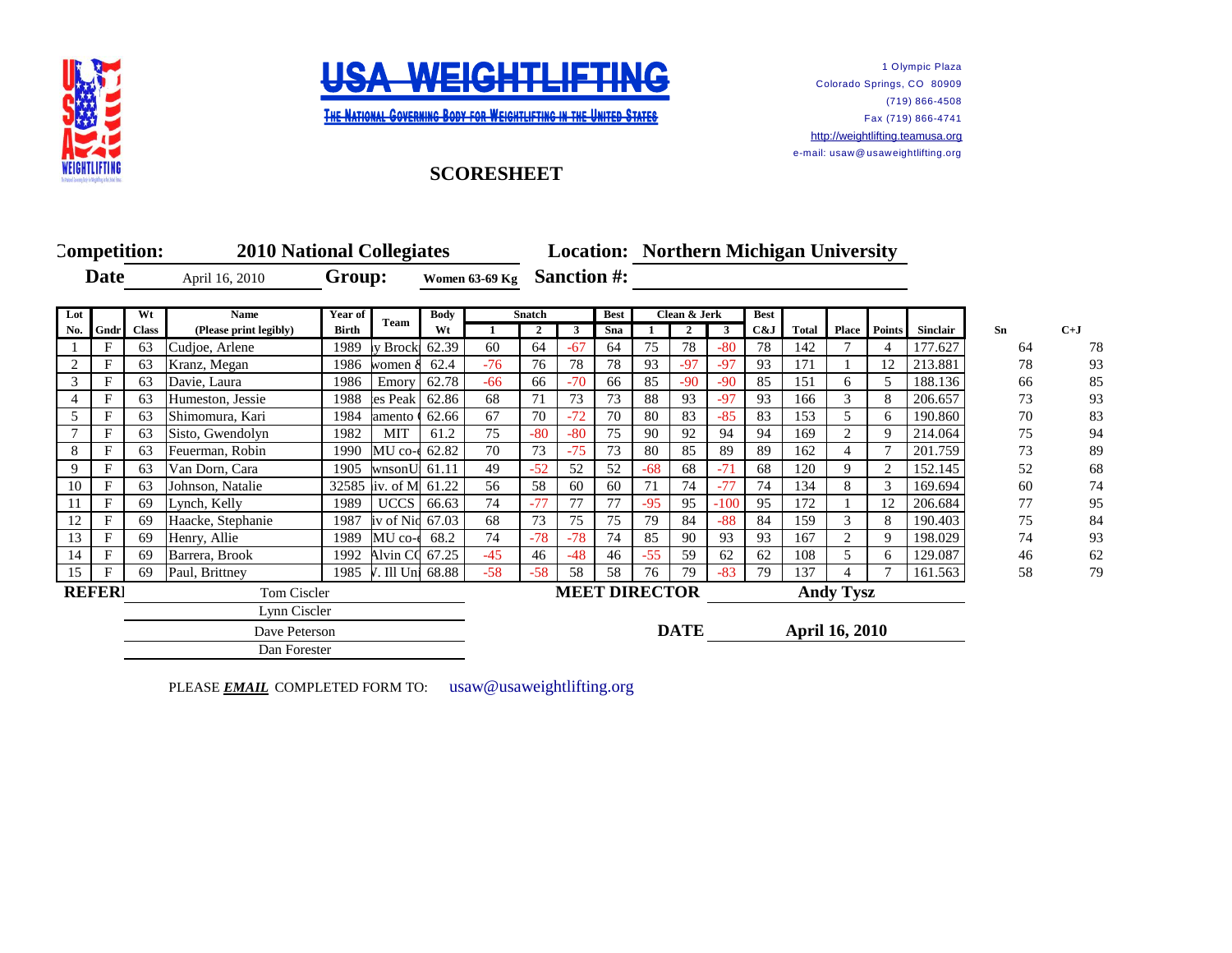# USA WEIGHTLIFTING

THE NATIONAL GOVERNING BODY FOR WEIGHTLIFTING IN THE UNITED STATES

1 Olympic Plaza
Colorado Springs, CO 80909
(719) 866-4508
Fax (719) 866-4741
http://weightlifting.teamusa.org
e-mail: usaw@usaweightlifting.org

## SCORESHEET

**Competition:** 2010 National Collegiates **Location:** Northern Michigan University

**Date** April 16, 2010 **Group:** Women 63-69 Kg **Sanction #:**

| Lot No. | Gndr | Wt Class | Name (Please print legibly) | Year of Birth | Team | Body Wt | Snatch 1 | Snatch 2 | Snatch 3 | Best Sna | Clean & Jerk 1 | Clean & Jerk 2 | Clean & Jerk 3 | Best C&J | Total | Place | Points | Sinclair | Sn | C+J |
|---|---|---|---|---|---|---|---|---|---|---|---|---|---|---|---|---|---|---|---|---|
| 1 | F | 63 | Cudjoe, Arlene | 1989 | y Brock | 62.39 | 60 | 64 | -67 | 64 | 75 | 78 | -80 | 78 | 142 | 7 | 4 | 177.627 | 64 | 78 |
| 2 | F | 63 | Kranz, Megan | 1986 | women & | 62.4 | -76 | 76 | 78 | 78 | 93 | -97 | -97 | 93 | 171 | 1 | 12 | 213.881 | 78 | 93 |
| 3 | F | 63 | Davie, Laura | 1986 | Emory | 62.78 | -66 | 66 | -70 | 66 | 85 | -90 | -90 | 85 | 151 | 6 | 5 | 188.136 | 66 | 85 |
| 4 | F | 63 | Humeston, Jessie | 1988 | es Peak | 62.86 | 68 | 71 | 73 | 73 | 88 | 93 | -97 | 93 | 166 | 3 | 8 | 206.657 | 73 | 93 |
| 5 | F | 63 | Shimomura, Kari | 1984 | amento | 62.66 | 67 | 70 | -72 | 70 | 80 | 83 | -85 | 83 | 153 | 5 | 6 | 190.860 | 70 | 83 |
| 7 | F | 63 | Sisto, Gwendolyn | 1982 | MIT | 61.2 | 75 | -80 | -80 | 75 | 90 | 92 | 94 | 94 | 169 | 2 | 9 | 214.064 | 75 | 94 |
| 8 | F | 63 | Feuerman, Robin | 1990 | MU co-e | 62.82 | 70 | 73 | -75 | 73 | 80 | 85 | 89 | 89 | 162 | 4 | 7 | 201.759 | 73 | 89 |
| 9 | F | 63 | Van Dorn, Cara | 1905 | wnsonU | 61.11 | 49 | -52 | 52 | 52 | -68 | 68 | -71 | 68 | 120 | 9 | 2 | 152.145 | 52 | 68 |
| 10 | F | 63 | Johnson, Natalie | 32585 | iv. of M | 61.22 | 56 | 58 | 60 | 60 | 71 | 74 | -77 | 74 | 134 | 8 | 3 | 169.694 | 60 | 74 |
| 11 | F | 69 | Lynch, Kelly | 1989 | UCCS | 66.63 | 74 | -77 | 77 | 77 | -95 | 95 | -100 | 95 | 172 | 1 | 12 | 206.684 | 77 | 95 |
| 12 | F | 69 | Haacke, Stephanie | 1987 | iv of Nic | 67.03 | 68 | 73 | 75 | 75 | 79 | 84 | -88 | 84 | 159 | 3 | 8 | 190.403 | 75 | 84 |
| 13 | F | 69 | Henry, Allie | 1989 | MU co-e | 68.2 | 74 | -78 | -78 | 74 | 85 | 90 | 93 | 93 | 167 | 2 | 9 | 198.029 | 74 | 93 |
| 14 | F | 69 | Barrera, Brook | 1992 | Alvin CC | 67.25 | -45 | 46 | -48 | 46 | -55 | 59 | 62 | 62 | 108 | 5 | 6 | 129.087 | 46 | 62 |
| 15 | F | 69 | Paul, Brittney | 1985 | V. Ill Uni | 68.88 | -58 | -58 | 58 | 58 | 76 | 79 | -83 | 79 | 137 | 4 | 7 | 161.563 | 58 | 79 |

**REFERI** Tom Ciscler
Lynn Ciscler
Dave Peterson
Dan Forester

**MEET DIRECTOR** **Andy Tysz**

**DATE** **April 16, 2010**

PLEASE ***EMAIL*** COMPLETED FORM TO: usaw@usaweightlifting.org